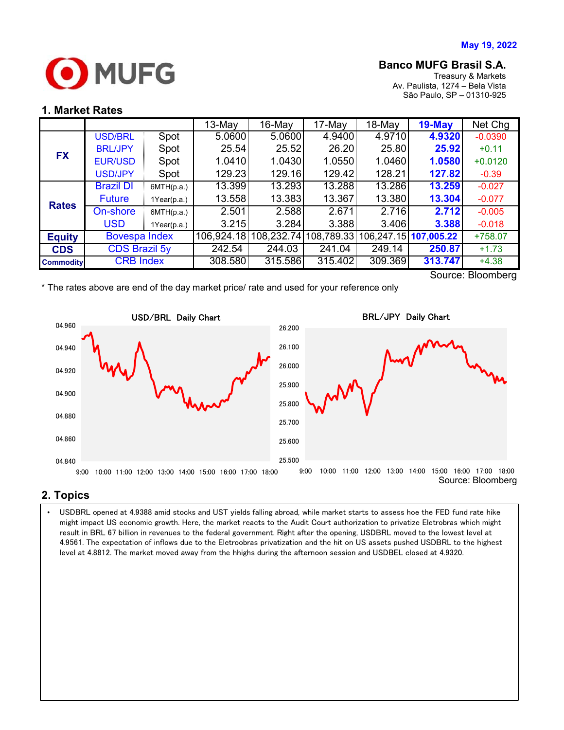May 19, 2022

MUFG

**Banco MUFG Brasil S.A.**
Treasury & Markets
Av. Paulista, 1274 – Bela Vista
São Paulo, SP – 01310-925

## 1. Market Rates

| | | | 13-May | 16-May | 17-May | 18-May | 19-May | Net Chg |
|---|---|---|---|---|---|---|---|---|
| FX | USD/BRL | Spot | 5.0600 | 5.0600 | 4.9400 | 4.9710 | **4.9320** | -0.0390 |
| | BRL/JPY | Spot | 25.54 | 25.52 | 26.20 | 25.80 | **25.92** | +0.11 |
| | EUR/USD | Spot | 1.0410 | 1.0430 | 1.0550 | 1.0460 | **1.0580** | +0.0120 |
| | USD/JPY | Spot | 129.23 | 129.16 | 129.42 | 128.21 | **127.82** | -0.39 |
| Rates | Brazil DI Future | 6MTH(p.a.) | 13.399 | 13.293 | 13.288 | 13.286 | **13.259** | -0.027 |
| | | 1Year(p.a.) | 13.558 | 13.383 | 13.367 | 13.380 | **13.304** | -0.077 |
| | On-shore USD | 6MTH(p.a.) | 2.501 | 2.588 | 2.671 | 2.716 | **2.712** | -0.005 |
| | | 1Year(p.a.) | 3.215 | 3.284 | 3.388 | 3.406 | **3.388** | -0.018 |
| Equity | Bovespa Index | | 106,924.18 | 108,232.74 | 108,789.33 | 106,247.15 | **107,005.22** | +758.07 |
| CDS | CDS Brazil 5y | | 242.54 | 244.03 | 241.04 | 249.14 | **250.87** | +1.73 |
| Commodity | CRB Index | | 308.580 | 315.586 | 315.402 | 309.369 | **313.747** | +4.38 |

Source: Bloomberg

* The rates above are end of the day market price/ rate and used for your reference only

USD/BRL Daily Chart

BRL/JPY Daily Chart

Source: Bloomberg

## 2. Topics

- USDBRL opened at 4.9388 amid stocks and UST yields falling abroad, while market starts to assess hoe the FED fund rate hike might impact US economic growth. Here, the market reacts to the Audit Court authorization to privatize Eletrobras which might result in BRL 67 billion in revenues to the federal government. Right after the opening, USDBRL moved to the lowest level at 4.9561. The expectation of inflows due to the Eletroobras privatization and the hit on US assets pushed USDBRL to the highest level at 4.8812. The market moved away from the hhighs during the afternoon session and USDBEL closed at 4.9320.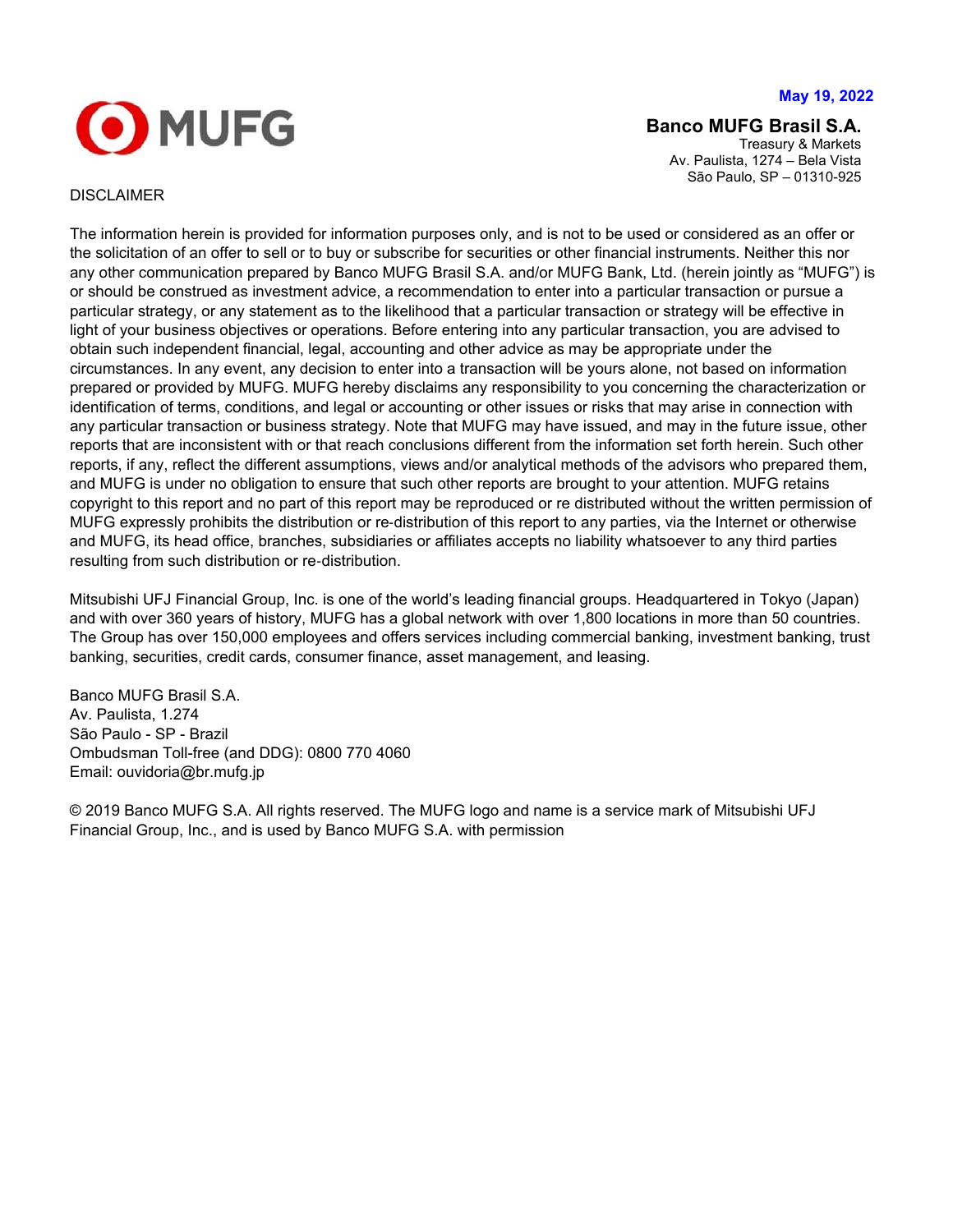**May 19, 2022**

**Banco MUFG Brasil S.A.**
Treasury & Markets
Av. Paulista, 1274 – Bela Vista
São Paulo, SP – 01310-925

DISCLAIMER

The information herein is provided for information purposes only, and is not to be used or considered as an offer or the solicitation of an offer to sell or to buy or subscribe for securities or other financial instruments. Neither this nor any other communication prepared by Banco MUFG Brasil S.A. and/or MUFG Bank, Ltd. (herein jointly as "MUFG") is or should be construed as investment advice, a recommendation to enter into a particular transaction or pursue a particular strategy, or any statement as to the likelihood that a particular transaction or strategy will be effective in light of your business objectives or operations. Before entering into any particular transaction, you are advised to obtain such independent financial, legal, accounting and other advice as may be appropriate under the circumstances. In any event, any decision to enter into a transaction will be yours alone, not based on information prepared or provided by MUFG. MUFG hereby disclaims any responsibility to you concerning the characterization or identification of terms, conditions, and legal or accounting or other issues or risks that may arise in connection with any particular transaction or business strategy. Note that MUFG may have issued, and may in the future issue, other reports that are inconsistent with or that reach conclusions different from the information set forth herein. Such other reports, if any, reflect the different assumptions, views and/or analytical methods of the advisors who prepared them, and MUFG is under no obligation to ensure that such other reports are brought to your attention. MUFG retains copyright to this report and no part of this report may be reproduced or re distributed without the written permission of MUFG expressly prohibits the distribution or re-distribution of this report to any parties, via the Internet or otherwise and MUFG, its head office, branches, subsidiaries or affiliates accepts no liability whatsoever to any third parties resulting from such distribution or re-distribution.

Mitsubishi UFJ Financial Group, Inc. is one of the world's leading financial groups. Headquartered in Tokyo (Japan) and with over 360 years of history, MUFG has a global network with over 1,800 locations in more than 50 countries. The Group has over 150,000 employees and offers services including commercial banking, investment banking, trust banking, securities, credit cards, consumer finance, asset management, and leasing.

Banco MUFG Brasil S.A.
Av. Paulista, 1.274
São Paulo - SP - Brazil
Ombudsman Toll-free (and DDG): 0800 770 4060
Email: ouvidoria@br.mufg.jp

© 2019 Banco MUFG S.A. All rights reserved. The MUFG logo and name is a service mark of Mitsubishi UFJ Financial Group, Inc., and is used by Banco MUFG S.A. with permission